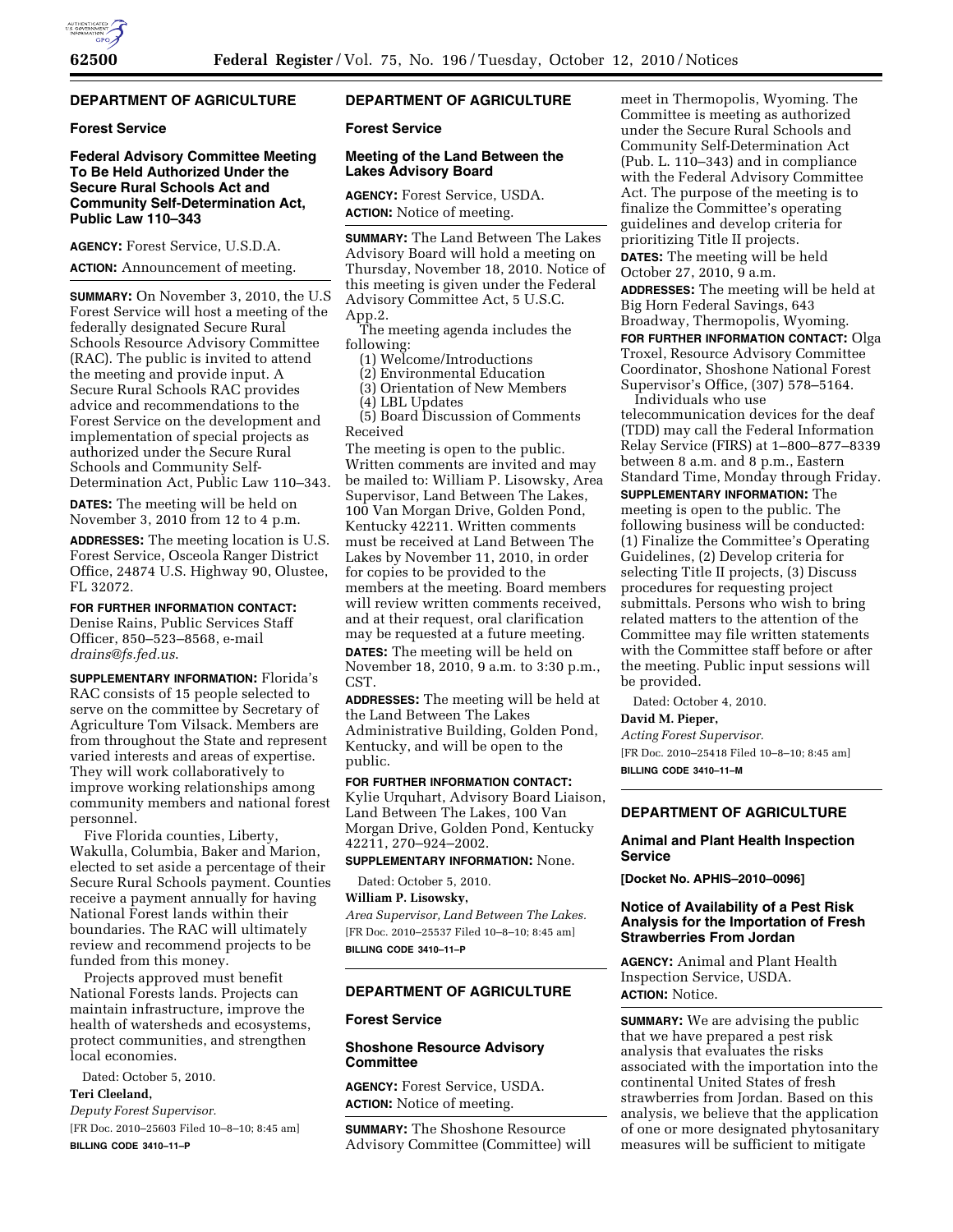## DEPARTMENT OF AGRICULTURE

### Forest Service

### Federal Advisory Committee Meeting To Be Held Authorized Under the Secure Rural Schools Act and Community Self-Determination Act, Public Law 110–343

**AGENCY:** Forest Service, U.S.D.A.

**ACTION:** Announcement of meeting.

**SUMMARY:** On November 3, 2010, the U.S Forest Service will host a meeting of the federally designated Secure Rural Schools Resource Advisory Committee (RAC). The public is invited to attend the meeting and provide input. A Secure Rural Schools RAC provides advice and recommendations to the Forest Service on the development and implementation of special projects as authorized under the Secure Rural Schools and Community Self-Determination Act, Public Law 110–343.

**DATES:** The meeting will be held on November 3, 2010 from 12 to 4 p.m.

**ADDRESSES:** The meeting location is U.S. Forest Service, Osceola Ranger District Office, 24874 U.S. Highway 90, Olustee, FL 32072.

**FOR FURTHER INFORMATION CONTACT:** Denise Rains, Public Services Staff Officer, 850–523–8568, e-mail *drains@fs.fed.us*.

**SUPPLEMENTARY INFORMATION:** Florida's RAC consists of 15 people selected to serve on the committee by Secretary of Agriculture Tom Vilsack. Members are from throughout the State and represent varied interests and areas of expertise. They will work collaboratively to improve working relationships among community members and national forest personnel.

Five Florida counties, Liberty, Wakulla, Columbia, Baker and Marion, elected to set aside a percentage of their Secure Rural Schools payment. Counties receive a payment annually for having National Forest lands within their boundaries. The RAC will ultimately review and recommend projects to be funded from this money.

Projects approved must benefit National Forests lands. Projects can maintain infrastructure, improve the health of watersheds and ecosystems, protect communities, and strengthen local economies.

Dated: October 5, 2010.

**Teri Cleeland,**

*Deputy Forest Supervisor.*

[FR Doc. 2010–25603 Filed 10–8–10; 8:45 am]

**BILLING CODE 3410–11–P**

## DEPARTMENT OF AGRICULTURE

### Forest Service

### Meeting of the Land Between the Lakes Advisory Board

**AGENCY:** Forest Service, USDA.

**ACTION:** Notice of meeting.

**SUMMARY:** The Land Between The Lakes Advisory Board will hold a meeting on Thursday, November 18, 2010. Notice of this meeting is given under the Federal Advisory Committee Act, 5 U.S.C. App.2.

The meeting agenda includes the following:

(1) Welcome/Introductions
(2) Environmental Education
(3) Orientation of New Members
(4) LBL Updates
(5) Board Discussion of Comments Received

The meeting is open to the public. Written comments are invited and may be mailed to: William P. Lisowsky, Area Supervisor, Land Between The Lakes, 100 Van Morgan Drive, Golden Pond, Kentucky 42211. Written comments must be received at Land Between The Lakes by November 11, 2010, in order for copies to be provided to the members at the meeting. Board members will review written comments received, and at their request, oral clarification may be requested at a future meeting.

**DATES:** The meeting will be held on November 18, 2010, 9 a.m. to 3:30 p.m., CST.

**ADDRESSES:** The meeting will be held at the Land Between The Lakes Administrative Building, Golden Pond, Kentucky, and will be open to the public.

**FOR FURTHER INFORMATION CONTACT:** Kylie Urquhart, Advisory Board Liaison, Land Between The Lakes, 100 Van Morgan Drive, Golden Pond, Kentucky 42211, 270–924–2002.

**SUPPLEMENTARY INFORMATION:** None.

Dated: October 5, 2010.

**William P. Lisowsky,**

*Area Supervisor, Land Between The Lakes.*

[FR Doc. 2010–25537 Filed 10–8–10; 8:45 am]

**BILLING CODE 3410–11–P**

## DEPARTMENT OF AGRICULTURE

### Forest Service

### Shoshone Resource Advisory Committee

**AGENCY:** Forest Service, USDA.

**ACTION:** Notice of meeting.

**SUMMARY:** The Shoshone Resource Advisory Committee (Committee) will meet in Thermopolis, Wyoming. The Committee is meeting as authorized under the Secure Rural Schools and Community Self-Determination Act (Pub. L. 110–343) and in compliance with the Federal Advisory Committee Act. The purpose of the meeting is to finalize the Committee's operating guidelines and develop criteria for prioritizing Title II projects.

**DATES:** The meeting will be held October 27, 2010, 9 a.m.

**ADDRESSES:** The meeting will be held at Big Horn Federal Savings, 643 Broadway, Thermopolis, Wyoming.

**FOR FURTHER INFORMATION CONTACT:** Olga Troxel, Resource Advisory Committee Coordinator, Shoshone National Forest Supervisor's Office, (307) 578–5164.

Individuals who use telecommunication devices for the deaf (TDD) may call the Federal Information Relay Service (FIRS) at 1–800–877–8339 between 8 a.m. and 8 p.m., Eastern Standard Time, Monday through Friday.

**SUPPLEMENTARY INFORMATION:** The meeting is open to the public. The following business will be conducted: (1) Finalize the Committee's Operating Guidelines, (2) Develop criteria for selecting Title II projects, (3) Discuss procedures for requesting project submittals. Persons who wish to bring related matters to the attention of the Committee may file written statements with the Committee staff before or after the meeting. Public input sessions will be provided.

Dated: October 4, 2010.

**David M. Pieper,**

*Acting Forest Supervisor.*

[FR Doc. 2010–25418 Filed 10–8–10; 8:45 am]

**BILLING CODE 3410–11–M**

## DEPARTMENT OF AGRICULTURE

### Animal and Plant Health Inspection Service

**[Docket No. APHIS–2010–0096]**

### Notice of Availability of a Pest Risk Analysis for the Importation of Fresh Strawberries From Jordan

**AGENCY:** Animal and Plant Health Inspection Service, USDA.

**ACTION:** Notice.

**SUMMARY:** We are advising the public that we have prepared a pest risk analysis that evaluates the risks associated with the importation into the continental United States of fresh strawberries from Jordan. Based on this analysis, we believe that the application of one or more designated phytosanitary measures will be sufficient to mitigate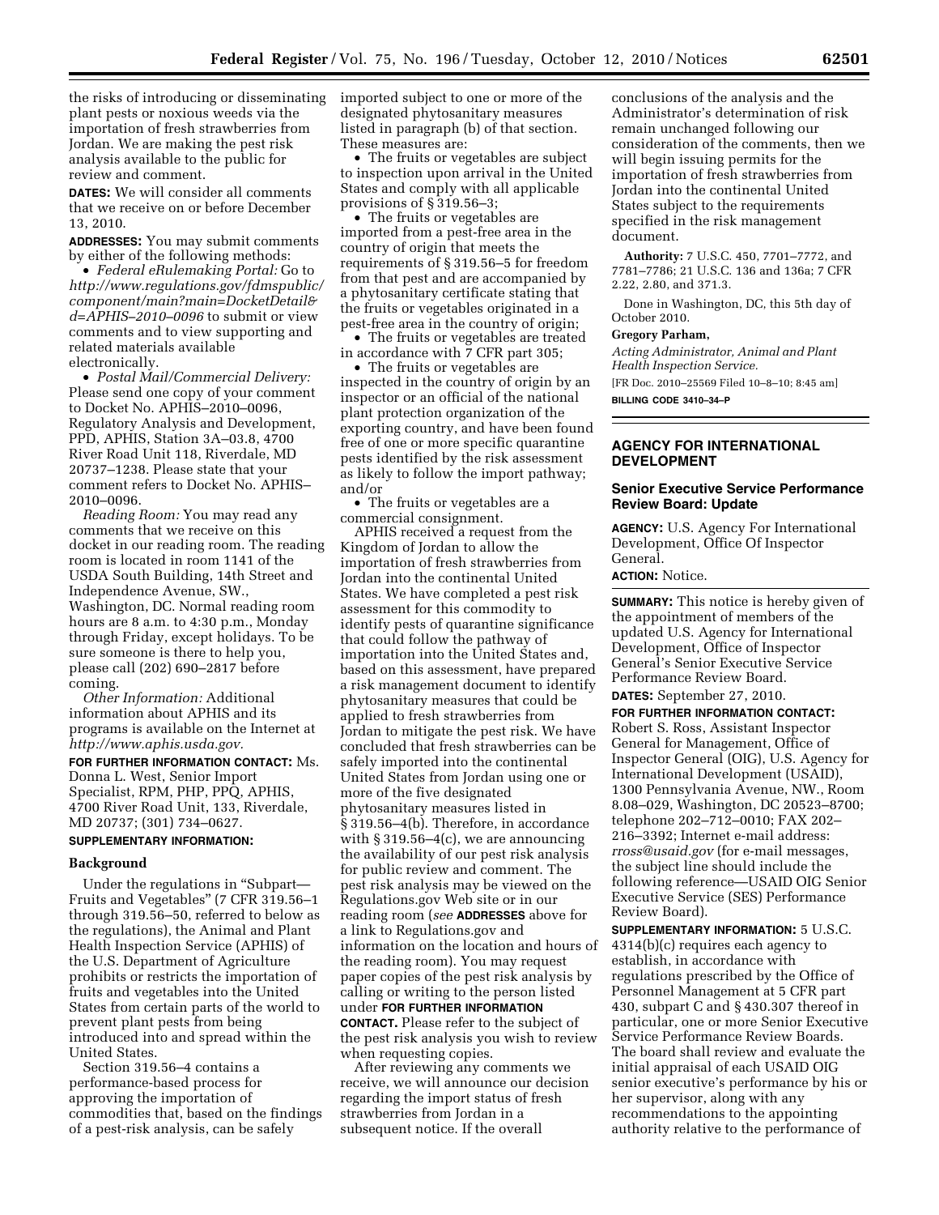the risks of introducing or disseminating plant pests or noxious weeds via the importation of fresh strawberries from Jordan. We are making the pest risk analysis available to the public for review and comment.

**DATES:** We will consider all comments that we receive on or before December 13, 2010.

**ADDRESSES:** You may submit comments by either of the following methods:

- *Federal eRulemaking Portal:* Go to *http://www.regulations.gov/fdmspublic/component/main?main=DocketDetail&d=APHIS–2010–0096* to submit or view comments and to view supporting and related materials available electronically.
- *Postal Mail/Commercial Delivery:* Please send one copy of your comment to Docket No. APHIS–2010–0096, Regulatory Analysis and Development, PPD, APHIS, Station 3A–03.8, 4700 River Road Unit 118, Riverdale, MD 20737–1238. Please state that your comment refers to Docket No. APHIS–2010–0096.

*Reading Room:* You may read any comments that we receive on this docket in our reading room. The reading room is located in room 1141 of the USDA South Building, 14th Street and Independence Avenue, SW., Washington, DC. Normal reading room hours are 8 a.m. to 4:30 p.m., Monday through Friday, except holidays. To be sure someone is there to help you, please call (202) 690–2817 before coming.

*Other Information:* Additional information about APHIS and its programs is available on the Internet at *http://www.aphis.usda.gov.*

**FOR FURTHER INFORMATION CONTACT:** Ms. Donna L. West, Senior Import Specialist, RPM, PHP, PPQ, APHIS, 4700 River Road Unit, 133, Riverdale, MD 20737; (301) 734–0627.

**SUPPLEMENTARY INFORMATION:**

### Background

Under the regulations in "Subpart—Fruits and Vegetables" (7 CFR 319.56–1 through 319.56–50, referred to below as the regulations), the Animal and Plant Health Inspection Service (APHIS) of the U.S. Department of Agriculture prohibits or restricts the importation of fruits and vegetables into the United States from certain parts of the world to prevent plant pests from being introduced into and spread within the United States.

Section 319.56–4 contains a performance-based process for approving the importation of commodities that, based on the findings of a pest-risk analysis, can be safely imported subject to one or more of the designated phytosanitary measures listed in paragraph (b) of that section. These measures are:

- The fruits or vegetables are subject to inspection upon arrival in the United States and comply with all applicable provisions of § 319.56–3;
- The fruits or vegetables are imported from a pest-free area in the country of origin that meets the requirements of § 319.56–5 for freedom from that pest and are accompanied by a phytosanitary certificate stating that the fruits or vegetables originated in a pest-free area in the country of origin;
- The fruits or vegetables are treated in accordance with 7 CFR part 305;
- The fruits or vegetables are inspected in the country of origin by an inspector or an official of the national plant protection organization of the exporting country, and have been found free of one or more specific quarantine pests identified by the risk assessment as likely to follow the import pathway; and/or
- The fruits or vegetables are a commercial consignment.

APHIS received a request from the Kingdom of Jordan to allow the importation of fresh strawberries from Jordan into the continental United States. We have completed a pest risk assessment for this commodity to identify pests of quarantine significance that could follow the pathway of importation into the United States and, based on this assessment, have prepared a risk management document to identify phytosanitary measures that could be applied to fresh strawberries from Jordan to mitigate the pest risk. We have concluded that fresh strawberries can be safely imported into the continental United States from Jordan using one or more of the five designated phytosanitary measures listed in § 319.56–4(b). Therefore, in accordance with § 319.56–4(c), we are announcing the availability of our pest risk analysis for public review and comment. The pest risk analysis may be viewed on the Regulations.gov Web site or in our reading room (*see* **ADDRESSES** above for a link to Regulations.gov and information on the location and hours of the reading room). You may request paper copies of the pest risk analysis by calling or writing to the person listed under **FOR FURTHER INFORMATION CONTACT.** Please refer to the subject of the pest risk analysis you wish to review when requesting copies.

After reviewing any comments we receive, we will announce our decision regarding the import status of fresh strawberries from Jordan in a subsequent notice. If the overall conclusions of the analysis and the Administrator's determination of risk remain unchanged following our consideration of the comments, then we will begin issuing permits for the importation of fresh strawberries from Jordan into the continental United States subject to the requirements specified in the risk management document.

**Authority:** 7 U.S.C. 450, 7701–7772, and 7781–7786; 21 U.S.C. 136 and 136a; 7 CFR 2.22, 2.80, and 371.3.

Done in Washington, DC, this 5th day of October 2010.

**Gregory Parham,**

*Acting Administrator, Animal and Plant Health Inspection Service.*

[FR Doc. 2010–25569 Filed 10–8–10; 8:45 am]

**BILLING CODE 3410–34–P**

## AGENCY FOR INTERNATIONAL DEVELOPMENT

### Senior Executive Service Performance Review Board: Update

**AGENCY:** U.S. Agency For International Development, Office Of Inspector General.

**ACTION:** Notice.

**SUMMARY:** This notice is hereby given of the appointment of members of the updated U.S. Agency for International Development, Office of Inspector General's Senior Executive Service Performance Review Board.

**DATES:** September 27, 2010.

**FOR FURTHER INFORMATION CONTACT:** Robert S. Ross, Assistant Inspector General for Management, Office of Inspector General (OIG), U.S. Agency for International Development (USAID), 1300 Pennsylvania Avenue, NW., Room 8.08–029, Washington, DC 20523–8700; telephone 202–712–0010; FAX 202–216–3392; Internet e-mail address: *rross@usaid.gov* (for e-mail messages, the subject line should include the following reference—USAID OIG Senior Executive Service (SES) Performance Review Board).

**SUPPLEMENTARY INFORMATION:** 5 U.S.C. 4314(b)(c) requires each agency to establish, in accordance with regulations prescribed by the Office of Personnel Management at 5 CFR part 430, subpart C and § 430.307 thereof in particular, one or more Senior Executive Service Performance Review Boards. The board shall review and evaluate the initial appraisal of each USAID OIG senior executive's performance by his or her supervisor, along with any recommendations to the appointing authority relative to the performance of